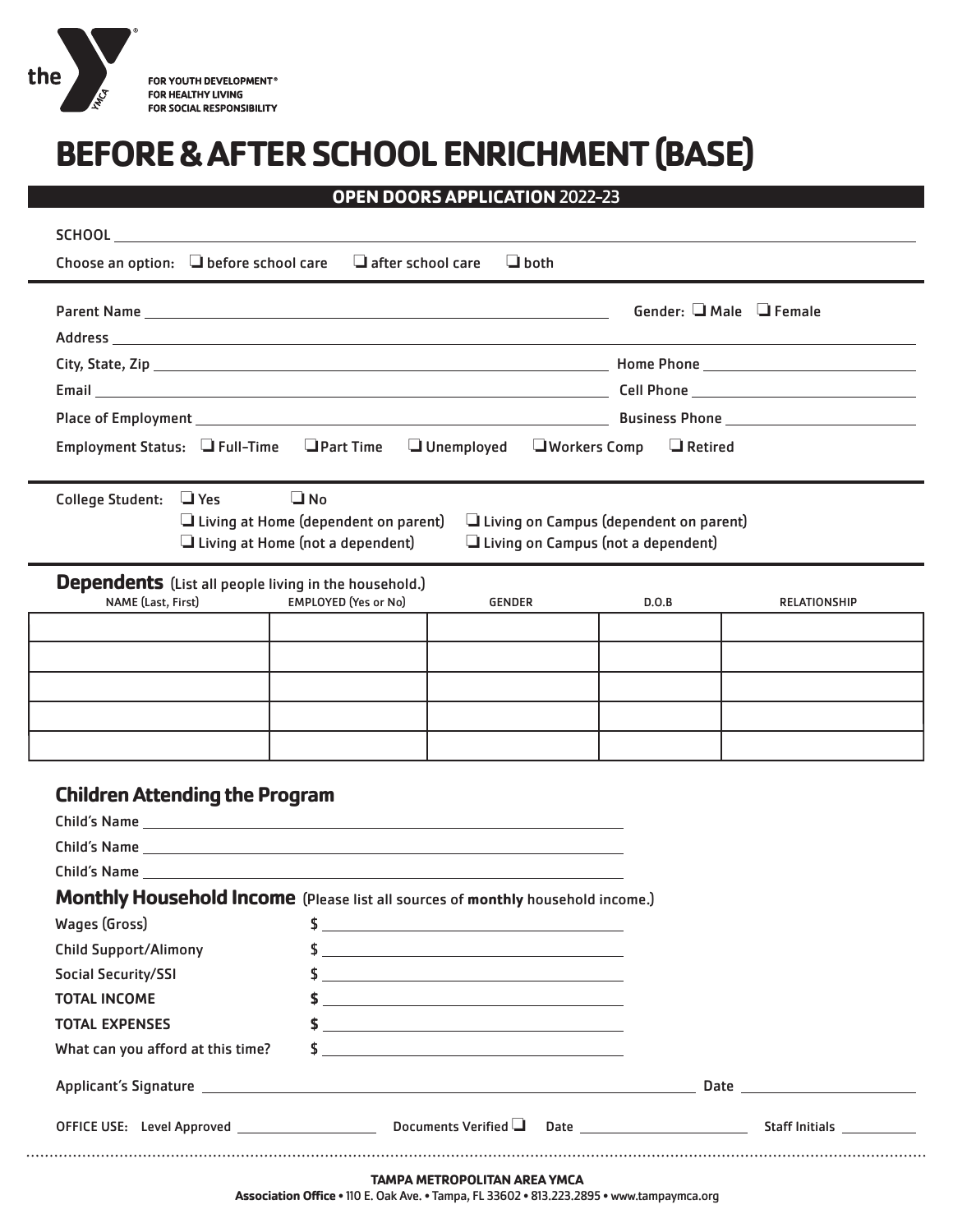the

FOR YOUTH DEVELOPMENT®
FOR HEALTHY LIVING
FOR SOCIAL RESPONSIBILITY

# BEFORE & AFTER SCHOOL ENRICHMENT (BASE)

**OPEN DOORS APPLICATION** 2022–23

SCHOOL ______________________________

Choose an option: ❑ before school care ❑ after school care ❑ both

Parent Name ______________________________ Gender: ❑ Male ❑ Female

Address ______________________________

City, State, Zip ______________________________ Home Phone ______________________________

Email ______________________________ Cell Phone ______________________________

Place of Employment ______________________________ Business Phone ______________________________

Employment Status: ❑ Full-Time ❑ Part Time ❑ Unemployed ❑ Workers Comp ❑ Retired

College Student: ❑ Yes ❑ No

❑ Living at Home (dependent on parent) ❑ Living on Campus (dependent on parent)

❑ Living at Home (not a dependent) ❑ Living on Campus (not a dependent)

## Dependents (List all people living in the household.)

| NAME (Last, First) | EMPLOYED (Yes or No) | GENDER | D.O.B | RELATIONSHIP |
|---|---|---|---|---|
| | | | | |
| | | | | |
| | | | | |
| | | | | |
| | | | | |

## Children Attending the Program

Child's Name ______________________________

Child's Name ______________________________

Child's Name ______________________________

## Monthly Household Income (Please list all sources of **monthly** household income.)

Wages (Gross) $ ______________________________

Child Support/Alimony $ ______________________________

Social Security/SSI $ ______________________________

**TOTAL INCOME** **$** ______________________________

**TOTAL EXPENSES** **$** ______________________________

What can you afford at this time? $ ______________________________

Applicant's Signature ______________________________ Date ______________________________

OFFICE USE: Level Approved ______________ Documents Verified ❑ Date ______________ Staff Initials ______________

**TAMPA METROPOLITAN AREA YMCA**

**Association Office** • 110 E. Oak Ave. • Tampa, FL 33602 • 813.223.2895 • www.tampaymca.org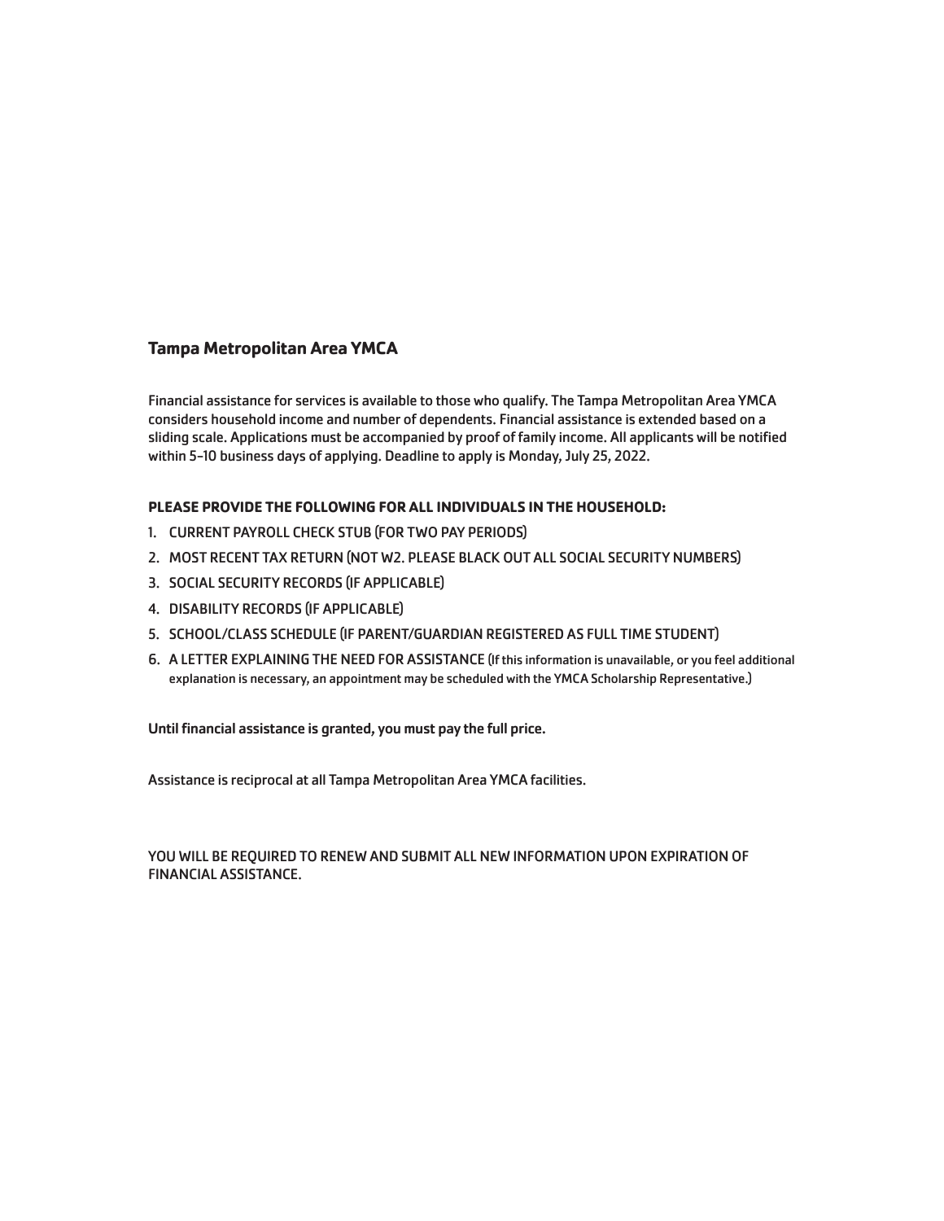## Tampa Metropolitan Area YMCA

Financial assistance for services is available to those who qualify. The Tampa Metropolitan Area YMCA considers household income and number of dependents. Financial assistance is extended based on a sliding scale. Applications must be accompanied by proof of family income. All applicants will be notified within 5-10 business days of applying. Deadline to apply is Monday, July 25, 2022.

**PLEASE PROVIDE THE FOLLOWING FOR ALL INDIVIDUALS IN THE HOUSEHOLD:**

1. CURRENT PAYROLL CHECK STUB (FOR TWO PAY PERIODS)
2. MOST RECENT TAX RETURN (NOT W2. PLEASE BLACK OUT ALL SOCIAL SECURITY NUMBERS)
3. SOCIAL SECURITY RECORDS (IF APPLICABLE)
4. DISABILITY RECORDS (IF APPLICABLE)
5. SCHOOL/CLASS SCHEDULE (IF PARENT/GUARDIAN REGISTERED AS FULL TIME STUDENT)
6. A LETTER EXPLAINING THE NEED FOR ASSISTANCE (If this information is unavailable, or you feel additional explanation is necessary, an appointment may be scheduled with the YMCA Scholarship Representative.)

Until financial assistance is granted, you must pay the full price.

Assistance is reciprocal at all Tampa Metropolitan Area YMCA facilities.

YOU WILL BE REQUIRED TO RENEW AND SUBMIT ALL NEW INFORMATION UPON EXPIRATION OF FINANCIAL ASSISTANCE.